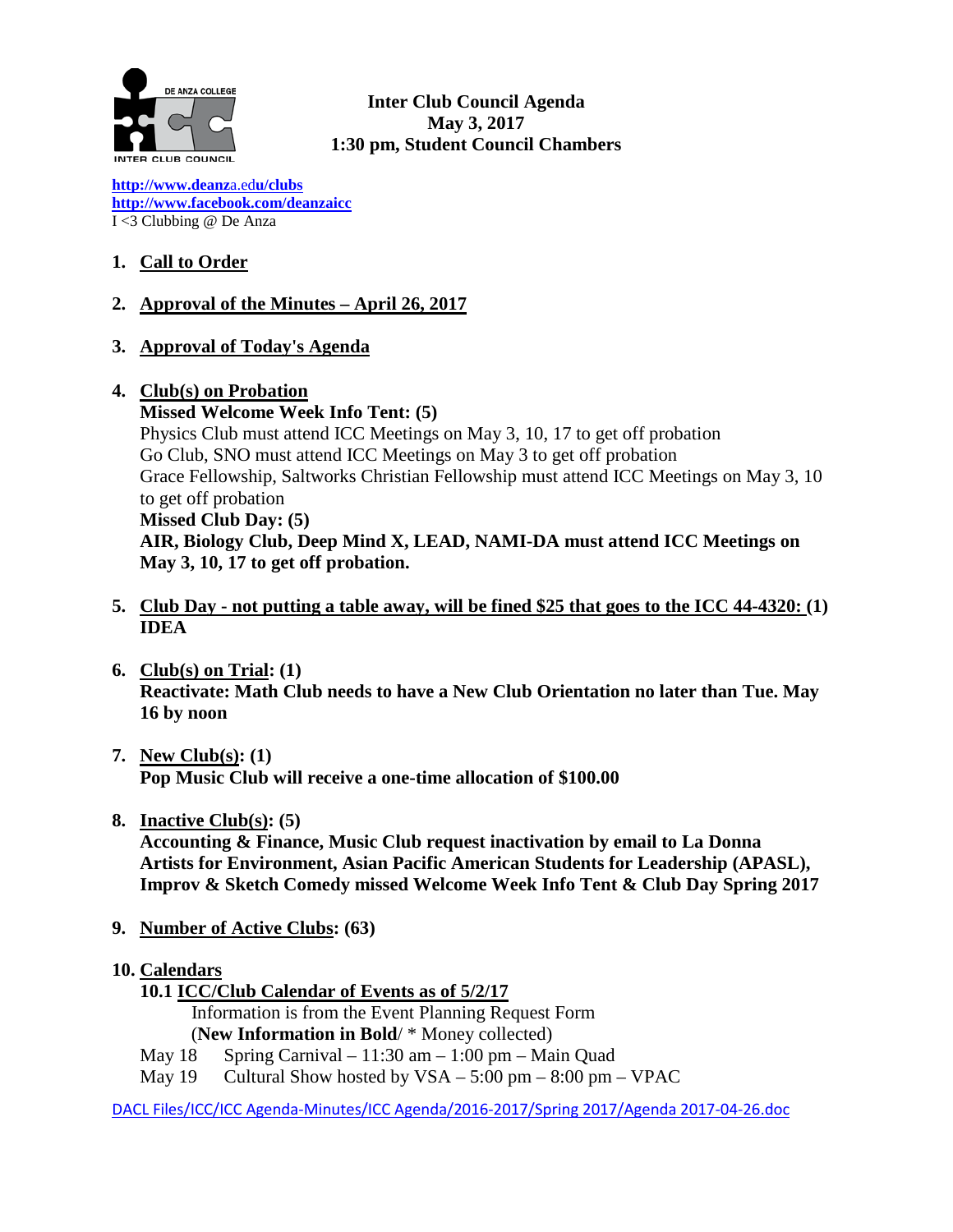# Inter Club Council Agenda
**May 3, 2017**
**1:30 pm, Student Council Chambers**

http://www.deanza.edu/clubs
http://www.facebook.com/deanzaicc
I <3 Clubbing @ De Anza

1. **Call to Order**

2. **Approval of the Minutes – April 26, 2017**

3. **Approval of Today's Agenda**

4. **Club(s) on Probation**
   **Missed Welcome Week Info Tent: (5)**
   Physics Club must attend ICC Meetings on May 3, 10, 17 to get off probation
   Go Club, SNO must attend ICC Meetings on May 3 to get off probation
   Grace Fellowship, Saltworks Christian Fellowship must attend ICC Meetings on May 3, 10 to get off probation
   **Missed Club Day: (5)**
   **AIR, Biology Club, Deep Mind X, LEAD, NAMI-DA must attend ICC Meetings on May 3, 10, 17 to get off probation.**

5. **Club Day - not putting a table away, will be fined $25 that goes to the ICC 44-4320: (1)**
   **IDEA**

6. **Club(s) on Trial: (1)**
   **Reactivate: Math Club needs to have a New Club Orientation no later than Tue. May 16 by noon**

7. **New Club(s): (1)**
   **Pop Music Club will receive a one-time allocation of $100.00**

8. **Inactive Club(s): (5)**
   **Accounting & Finance, Music Club request inactivation by email to La Donna**
   **Artists for Environment, Asian Pacific American Students for Leadership (APASL), Improv & Sketch Comedy missed Welcome Week Info Tent & Club Day Spring 2017**

9. **Number of Active Clubs: (63)**

10. **Calendars**
    **10.1 ICC/Club Calendar of Events as of 5/2/17**
    Information is from the Event Planning Request Form
    (**New Information in Bold**/ * Money collected)
    May 18 Spring Carnival – 11:30 am – 1:00 pm – Main Quad
    May 19 Cultural Show hosted by VSA – 5:00 pm – 8:00 pm – VPAC

DACL Files/ICC/ICC Agenda-Minutes/ICC Agenda/2016-2017/Spring 2017/Agenda 2017-04-26.doc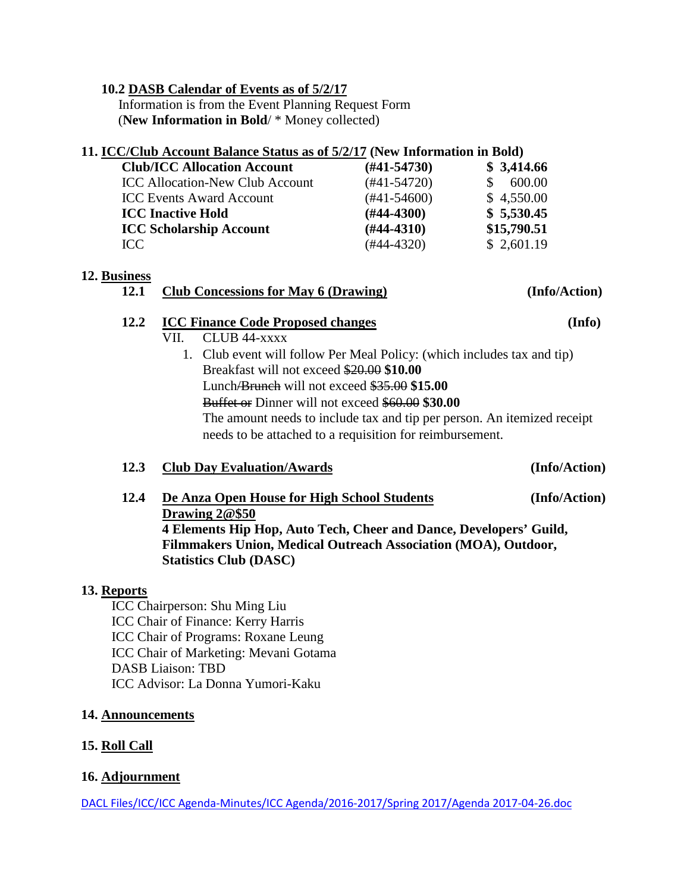**10.2 <u>DASB Calendar of Events as of 5/2/17</u>**

Information is from the Event Planning Request Form
(**New Information in Bold**/ * Money collected)

**11. <u>ICC/Club Account Balance Status as of 5/2/17</u> (New Information in Bold)**

| | | |
|---|---|---|
| **Club/ICC Allocation Account** | **(#41-54730)** | **$ 3,414.66** |
| ICC Allocation-New Club Account | (#41-54720) | $ 600.00 |
| ICC Events Award Account | (#41-54600) | $ 4,550.00 |
| **ICC Inactive Hold** | **(#44-4300)** | **$ 5,530.45** |
| **ICC Scholarship Account** | **(#44-4310)** | **$15,790.51** |
| ICC | (#44-4320) | $ 2,601.19 |

**12. <u>Business</u>**

**12.1 <u>Club Concessions for May 6 (Drawing)</u>** **(Info/Action)**

**12.2 <u>ICC Finance Code Proposed changes</u>** **(Info)**

VII. CLUB 44-xxxx

1. Club event will follow Per Meal Policy: (which includes tax and tip)
   Breakfast will not exceed ~~$20.00~~ **$10.00**
   Lunch~~/Brunch~~ will not exceed ~~$35.00~~ **$15.00**
   ~~Buffet or~~ Dinner will not exceed ~~$60.00~~ **$30.00**
   The amount needs to include tax and tip per person. An itemized receipt needs to be attached to a requisition for reimbursement.

**12.3 <u>Club Day Evaluation/Awards</u>** **(Info/Action)**

**12.4 <u>De Anza Open House for High School Students</u>** **(Info/Action)**
**<u>Drawing 2@$50</u>**
**4 Elements Hip Hop, Auto Tech, Cheer and Dance, Developers' Guild, Filmmakers Union, Medical Outreach Association (MOA), Outdoor, Statistics Club (DASC)**

**13. <u>Reports</u>**

ICC Chairperson: Shu Ming Liu
ICC Chair of Finance: Kerry Harris
ICC Chair of Programs: Roxane Leung
ICC Chair of Marketing: Mevani Gotama
DASB Liaison: TBD
ICC Advisor: La Donna Yumori-Kaku

**14. <u>Announcements</u>**

**15. <u>Roll Call</u>**

**16. <u>Adjournment</u>**

DACL Files/ICC/ICC Agenda-Minutes/ICC Agenda/2016-2017/Spring 2017/Agenda 2017-04-26.doc